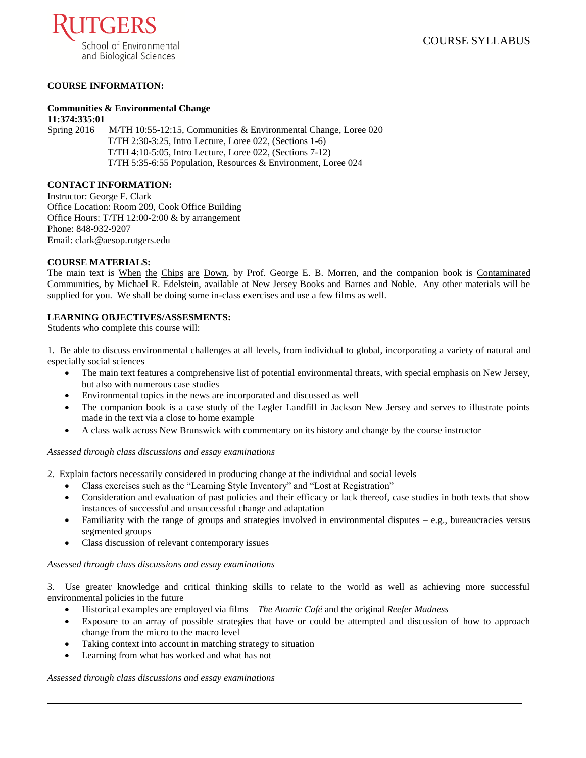RUTGERS
School of Environmental and Biological Sciences

COURSE SYLLABUS

**COURSE INFORMATION:**

**Communities & Environmental Change**
**11:374:335:01**
Spring 2016 M/TH 10:55-12:15, Communities & Environmental Change, Loree 020
T/TH 2:30-3:25, Intro Lecture, Loree 022, (Sections 1-6)
T/TH 4:10-5:05, Intro Lecture, Loree 022, (Sections 7-12)
T/TH 5:35-6:55 Population, Resources & Environment, Loree 024

**CONTACT INFORMATION:**
Instructor: George F. Clark
Office Location: Room 209, Cook Office Building
Office Hours: T/TH 12:00-2:00 & by arrangement
Phone: 848-932-9207
Email: clark@aesop.rutgers.edu

**COURSE MATERIALS:**
The main text is <u>When the Chips are Down</u>, by Prof. George E. B. Morren, and the companion book is <u>Contaminated Communities</u>, by Michael R. Edelstein, available at New Jersey Books and Barnes and Noble. Any other materials will be supplied for you. We shall be doing some in-class exercises and use a few films as well.

**LEARNING OBJECTIVES/ASSESMENTS:**
Students who complete this course will:

1. Be able to discuss environmental challenges at all levels, from individual to global, incorporating a variety of natural and especially social sciences
   - The main text features a comprehensive list of potential environmental threats, with special emphasis on New Jersey, but also with numerous case studies
   - Environmental topics in the news are incorporated and discussed as well
   - The companion book is a case study of the Legler Landfill in Jackson New Jersey and serves to illustrate points made in the text via a close to home example
   - A class walk across New Brunswick with commentary on its history and change by the course instructor

*Assessed through class discussions and essay examinations*

2. Explain factors necessarily considered in producing change at the individual and social levels
   - Class exercises such as the "Learning Style Inventory" and "Lost at Registration"
   - Consideration and evaluation of past policies and their efficacy or lack thereof, case studies in both texts that show instances of successful and unsuccessful change and adaptation
   - Familiarity with the range of groups and strategies involved in environmental disputes – e.g., bureaucracies versus segmented groups
   - Class discussion of relevant contemporary issues

*Assessed through class discussions and essay examinations*

3. Use greater knowledge and critical thinking skills to relate to the world as well as achieving more successful environmental policies in the future
   - Historical examples are employed via films – *The Atomic Café* and the original *Reefer Madness*
   - Exposure to an array of possible strategies that have or could be attempted and discussion of how to approach change from the micro to the macro level
   - Taking context into account in matching strategy to situation
   - Learning from what has worked and what has not

*Assessed through class discussions and essay examinations*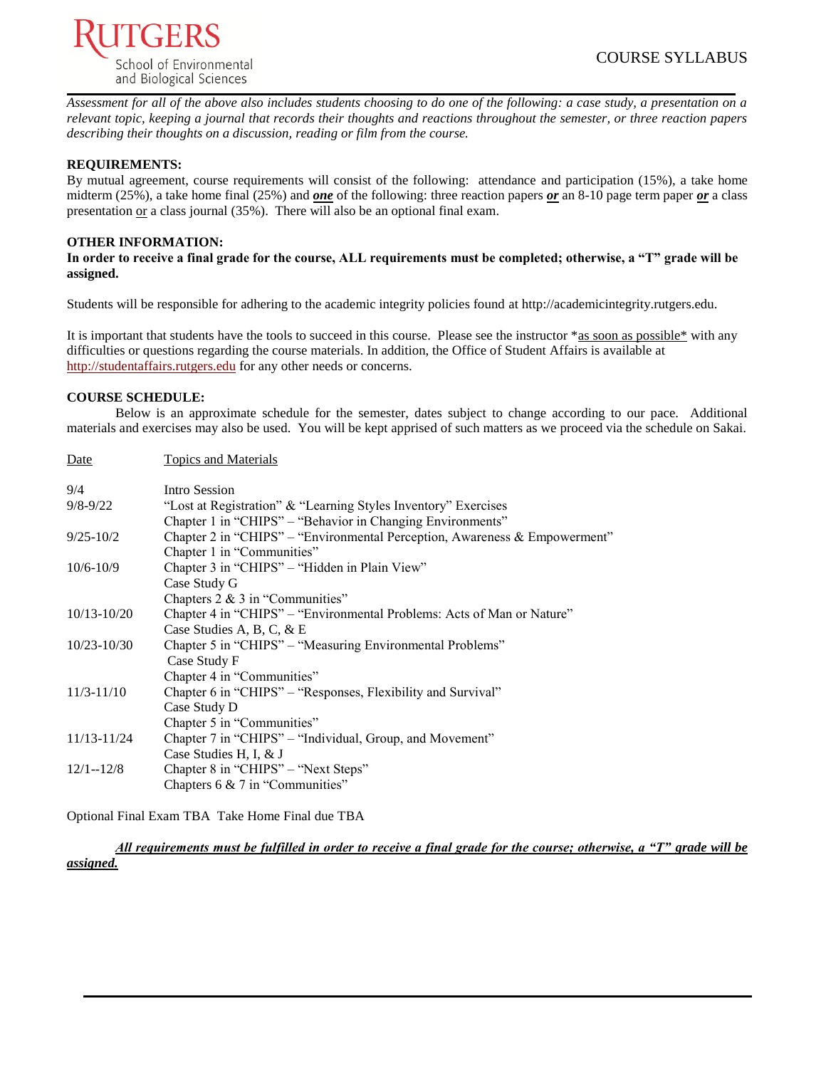*Assessment for all of the above also includes students choosing to do one of the following: a case study, a presentation on a relevant topic, keeping a journal that records their thoughts and reactions throughout the semester, or three reaction papers describing their thoughts on a discussion, reading or film from the course.*

**REQUIREMENTS:**

By mutual agreement, course requirements will consist of the following: attendance and participation (15%), a take home midterm (25%), a take home final (25%) and ***one*** of the following: three reaction papers ***or*** an 8-10 page term paper ***or*** a class presentation or a class journal (35%). There will also be an optional final exam.

**OTHER INFORMATION:**

**In order to receive a final grade for the course, ALL requirements must be completed; otherwise, a "T" grade will be assigned.**

Students will be responsible for adhering to the academic integrity policies found at http://academicintegrity.rutgers.edu.

It is important that students have the tools to succeed in this course. Please see the instructor *as soon as possible* with any difficulties or questions regarding the course materials. In addition, the Office of Student Affairs is available at http://studentaffairs.rutgers.edu for any other needs or concerns.

**COURSE SCHEDULE:**

Below is an approximate schedule for the semester, dates subject to change according to our pace. Additional materials and exercises may also be used. You will be kept apprised of such matters as we proceed via the schedule on Sakai.

| Date | Topics and Materials |
| --- | --- |
| 9/4 | Intro Session |
| 9/8-9/22 | "Lost at Registration" & "Learning Styles Inventory" Exercises<br>Chapter 1 in "CHIPS" – "Behavior in Changing Environments" |
| 9/25-10/2 | Chapter 2 in "CHIPS" – "Environmental Perception, Awareness & Empowerment"<br>Chapter 1 in "Communities" |
| 10/6-10/9 | Chapter 3 in "CHIPS" – "Hidden in Plain View"<br>Case Study G<br>Chapters 2 & 3 in "Communities" |
| 10/13-10/20 | Chapter 4 in "CHIPS" – "Environmental Problems: Acts of Man or Nature"<br>Case Studies A, B, C, & E |
| 10/23-10/30 | Chapter 5 in "CHIPS" – "Measuring Environmental Problems"<br>Case Study F<br>Chapter 4 in "Communities" |
| 11/3-11/10 | Chapter 6 in "CHIPS" – "Responses, Flexibility and Survival"<br>Case Study D<br>Chapter 5 in "Communities" |
| 11/13-11/24 | Chapter 7 in "CHIPS" – "Individual, Group, and Movement"<br>Case Studies H, I, & J |
| 12/1--12/8 | Chapter 8 in "CHIPS" – "Next Steps"<br>Chapters 6 & 7 in "Communities" |

Optional Final Exam TBA Take Home Final due TBA

***All requirements must be fulfilled in order to receive a final grade for the course; otherwise, a "T" grade will be assigned.***